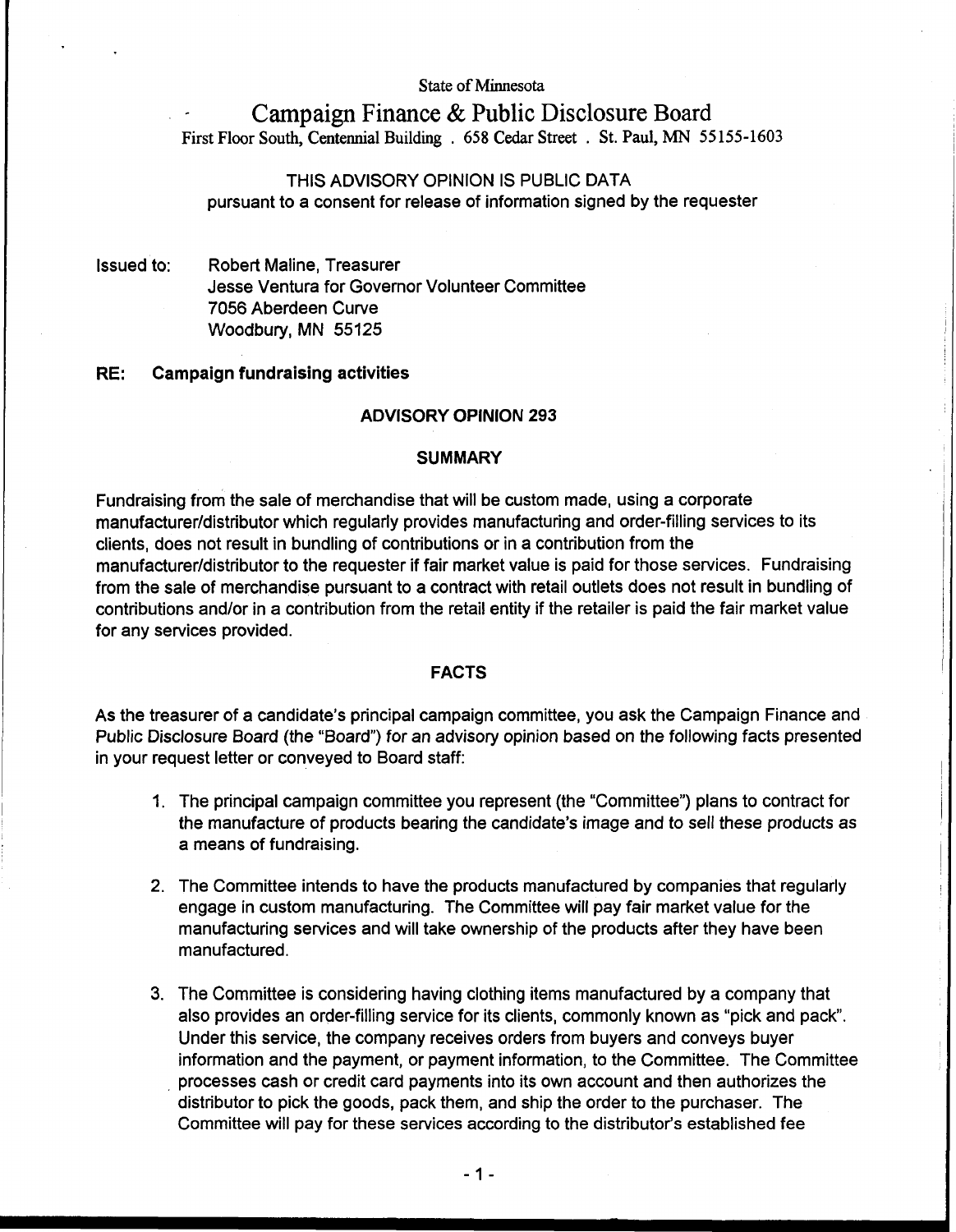State of Minnesota

# Campaign Finance & Public Disclosure Board

First Floor South, Centennial Building . 658 Cedar Street . St. Paul, MN 55155-1603

THIS ADVISORY OPINION IS PUBLIC DATA
pursuant to a consent for release of information signed by the requester

Issued to: Robert Maline, Treasurer
Jesse Ventura for Governor Volunteer Committee
7056 Aberdeen Curve
Woodbury, MN 55125

**RE: Campaign fundraising activities**

## ADVISORY OPINION 293

### SUMMARY

Fundraising from the sale of merchandise that will be custom made, using a corporate manufacturer/distributor which regularly provides manufacturing and order-filling services to its clients, does not result in bundling of contributions or in a contribution from the manufacturer/distributor to the requester if fair market value is paid for those services. Fundraising from the sale of merchandise pursuant to a contract with retail outlets does not result in bundling of contributions and/or in a contribution from the retail entity if the retailer is paid the fair market value for any services provided.

### FACTS

As the treasurer of a candidate's principal campaign committee, you ask the Campaign Finance and Public Disclosure Board (the "Board") for an advisory opinion based on the following facts presented in your request letter or conveyed to Board staff:

1. The principal campaign committee you represent (the "Committee") plans to contract for the manufacture of products bearing the candidate's image and to sell these products as a means of fundraising.

2. The Committee intends to have the products manufactured by companies that regularly engage in custom manufacturing. The Committee will pay fair market value for the manufacturing services and will take ownership of the products after they have been manufactured.

3. The Committee is considering having clothing items manufactured by a company that also provides an order-filling service for its clients, commonly known as "pick and pack". Under this service, the company receives orders from buyers and conveys buyer information and the payment, or payment information, to the Committee. The Committee processes cash or credit card payments into its own account and then authorizes the distributor to pick the goods, pack them, and ship the order to the purchaser. The Committee will pay for these services according to the distributor's established fee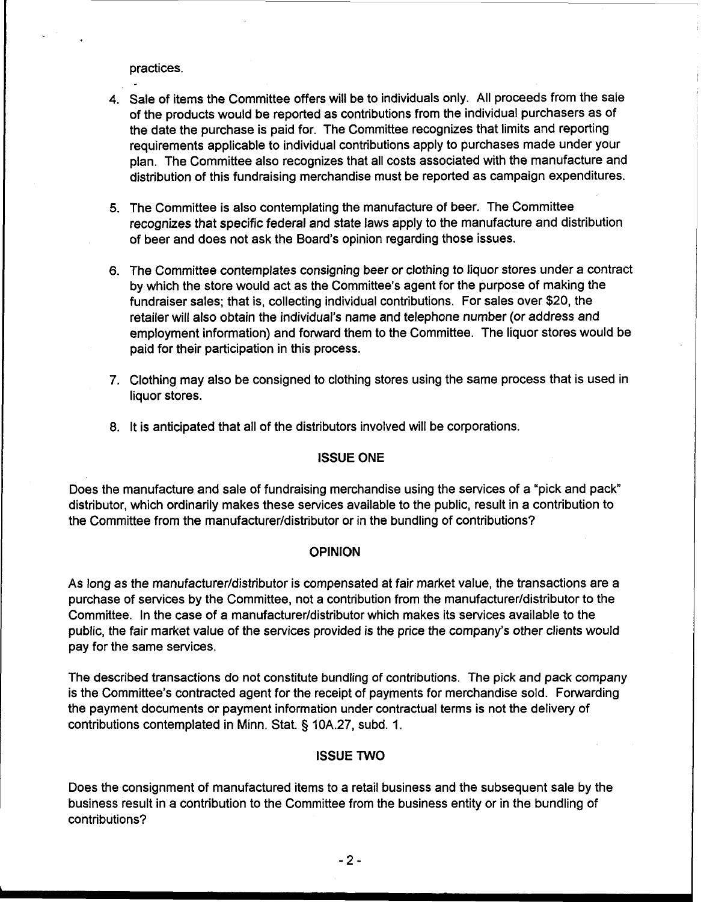practices.

4. Sale of items the Committee offers will be to individuals only. All proceeds from the sale of the products would be reported as contributions from the individual purchasers as of the date the purchase is paid for. The Committee recognizes that limits and reporting requirements applicable to individual contributions apply to purchases made under your plan. The Committee also recognizes that all costs associated with the manufacture and distribution of this fundraising merchandise must be reported as campaign expenditures.

5. The Committee is also contemplating the manufacture of beer. The Committee recognizes that specific federal and state laws apply to the manufacture and distribution of beer and does not ask the Board's opinion regarding those issues.

6. The Committee contemplates consigning beer or clothing to liquor stores under a contract by which the store would act as the Committee's agent for the purpose of making the fundraiser sales; that is, collecting individual contributions. For sales over $20, the retailer will also obtain the individual's name and telephone number (or address and employment information) and forward them to the Committee. The liquor stores would be paid for their participation in this process.

7. Clothing may also be consigned to clothing stores using the same process that is used in liquor stores.

8. It is anticipated that all of the distributors involved will be corporations.

## ISSUE ONE

Does the manufacture and sale of fundraising merchandise using the services of a "pick and pack" distributor, which ordinarily makes these services available to the public, result in a contribution to the Committee from the manufacturer/distributor or in the bundling of contributions?

## OPINION

As long as the manufacturer/distributor is compensated at fair market value, the transactions are a purchase of services by the Committee, not a contribution from the manufacturer/distributor to the Committee. In the case of a manufacturer/distributor which makes its services available to the public, the fair market value of the services provided is the price the company's other clients would pay for the same services.

The described transactions do not constitute bundling of contributions. The pick and pack company is the Committee's contracted agent for the receipt of payments for merchandise sold. Forwarding the payment documents or payment information under contractual terms is not the delivery of contributions contemplated in Minn. Stat. § 10A.27, subd. 1.

## ISSUE TWO

Does the consignment of manufactured items to a retail business and the subsequent sale by the business result in a contribution to the Committee from the business entity or in the bundling of contributions?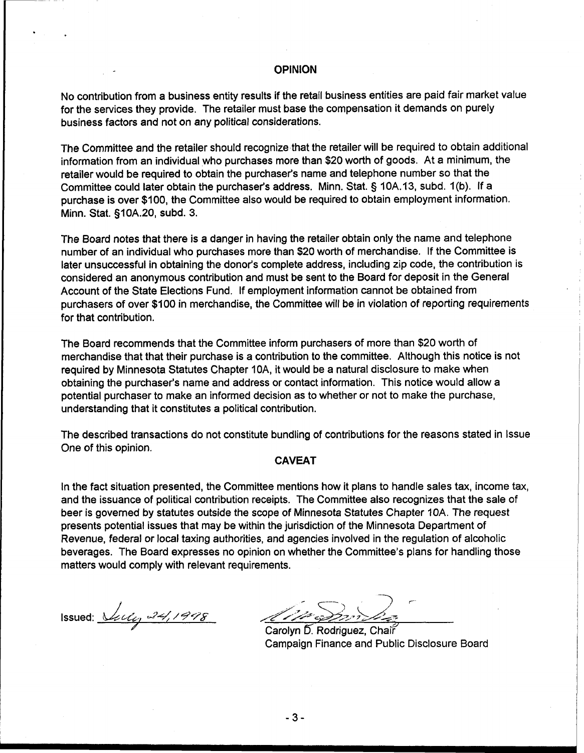## OPINION

No contribution from a business entity results if the retail business entities are paid fair market value for the services they provide. The retailer must base the compensation it demands on purely business factors and not on any political considerations.

The Committee and the retailer should recognize that the retailer will be required to obtain additional information from an individual who purchases more than $20 worth of goods. At a minimum, the retailer would be required to obtain the purchaser's name and telephone number so that the Committee could later obtain the purchaser's address. Minn. Stat. § 10A.13, subd. 1(b). If a purchase is over $100, the Committee also would be required to obtain employment information. Minn. Stat. §10A.20, subd. 3.

The Board notes that there is a danger in having the retailer obtain only the name and telephone number of an individual who purchases more than $20 worth of merchandise. If the Committee is later unsuccessful in obtaining the donor's complete address, including zip code, the contribution is considered an anonymous contribution and must be sent to the Board for deposit in the General Account of the State Elections Fund. If employment information cannot be obtained from purchasers of over $100 in merchandise, the Committee will be in violation of reporting requirements for that contribution.

The Board recommends that the Committee inform purchasers of more than $20 worth of merchandise that that their purchase is a contribution to the committee. Although this notice is not required by Minnesota Statutes Chapter 10A, it would be a natural disclosure to make when obtaining the purchaser's name and address or contact information. This notice would allow a potential purchaser to make an informed decision as to whether or not to make the purchase, understanding that it constitutes a political contribution.

The described transactions do not constitute bundling of contributions for the reasons stated in Issue One of this opinion.

## CAVEAT

In the fact situation presented, the Committee mentions how it plans to handle sales tax, income tax, and the issuance of political contribution receipts. The Committee also recognizes that the sale of beer is governed by statutes outside the scope of Minnesota Statutes Chapter 10A. The request presents potential issues that may be within the jurisdiction of the Minnesota Department of Revenue, federal or local taxing authorities, and agencies involved in the regulation of alcoholic beverages. The Board expresses no opinion on whether the Committee's plans for handling those matters would comply with relevant requirements.

Issued: July 24, 1998

Carolyn D. Rodriguez, Chair
Campaign Finance and Public Disclosure Board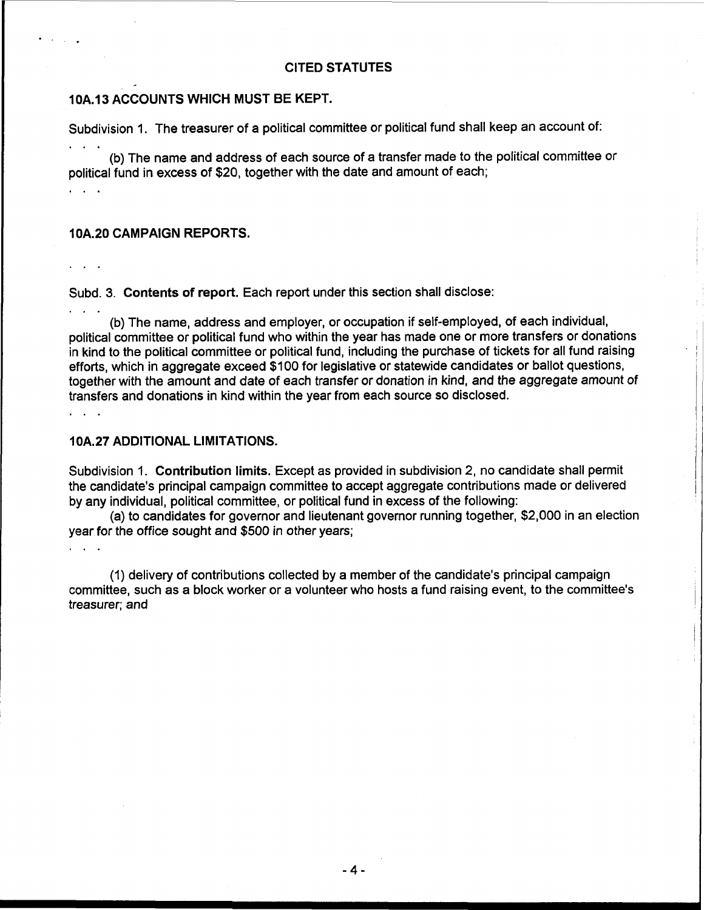## CITED STATUTES

### 10A.13 ACCOUNTS WHICH MUST BE KEPT.

Subdivision 1. The treasurer of a political committee or political fund shall keep an account of:

. . .

(b) The name and address of each source of a transfer made to the political committee or political fund in excess of $20, together with the date and amount of each;

. . .

### 10A.20 CAMPAIGN REPORTS.

. . .

Subd. 3. **Contents of report.** Each report under this section shall disclose:

. . .

(b) The name, address and employer, or occupation if self-employed, of each individual, political committee or political fund who within the year has made one or more transfers or donations in kind to the political committee or political fund, including the purchase of tickets for all fund raising efforts, which in aggregate exceed $100 for legislative or statewide candidates or ballot questions, together with the amount and date of each transfer or donation in kind, and the aggregate amount of transfers and donations in kind within the year from each source so disclosed.

. . .

### 10A.27 ADDITIONAL LIMITATIONS.

Subdivision 1. **Contribution limits.** Except as provided in subdivision 2, no candidate shall permit the candidate's principal campaign committee to accept aggregate contributions made or delivered by any individual, political committee, or political fund in excess of the following:

(a) to candidates for governor and lieutenant governor running together, $2,000 in an election year for the office sought and $500 in other years;

. . .

(1) delivery of contributions collected by a member of the candidate's principal campaign committee, such as a block worker or a volunteer who hosts a fund raising event, to the committee's treasurer; and